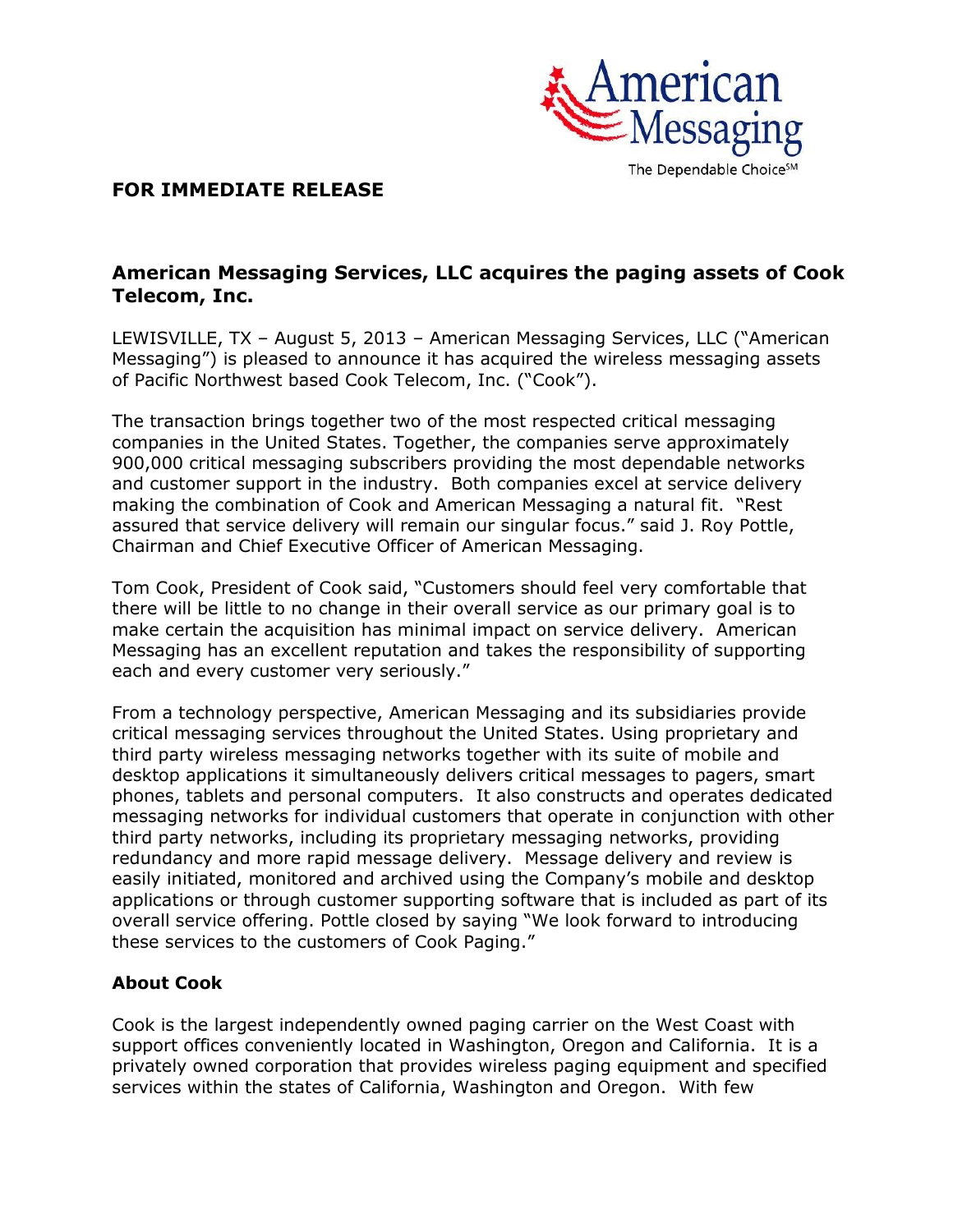American Messaging

The Dependable Choice℠

**FOR IMMEDIATE RELEASE**

## American Messaging Services, LLC acquires the paging assets of Cook Telecom, Inc.

LEWISVILLE, TX – August 5, 2013 – American Messaging Services, LLC ("American Messaging") is pleased to announce it has acquired the wireless messaging assets of Pacific Northwest based Cook Telecom, Inc. ("Cook").

The transaction brings together two of the most respected critical messaging companies in the United States. Together, the companies serve approximately 900,000 critical messaging subscribers providing the most dependable networks and customer support in the industry. Both companies excel at service delivery making the combination of Cook and American Messaging a natural fit. "Rest assured that service delivery will remain our singular focus." said J. Roy Pottle, Chairman and Chief Executive Officer of American Messaging.

Tom Cook, President of Cook said, "Customers should feel very comfortable that there will be little to no change in their overall service as our primary goal is to make certain the acquisition has minimal impact on service delivery. American Messaging has an excellent reputation and takes the responsibility of supporting each and every customer very seriously."

From a technology perspective, American Messaging and its subsidiaries provide critical messaging services throughout the United States. Using proprietary and third party wireless messaging networks together with its suite of mobile and desktop applications it simultaneously delivers critical messages to pagers, smart phones, tablets and personal computers. It also constructs and operates dedicated messaging networks for individual customers that operate in conjunction with other third party networks, including its proprietary messaging networks, providing redundancy and more rapid message delivery. Message delivery and review is easily initiated, monitored and archived using the Company's mobile and desktop applications or through customer supporting software that is included as part of its overall service offering. Pottle closed by saying "We look forward to introducing these services to the customers of Cook Paging."

### About Cook

Cook is the largest independently owned paging carrier on the West Coast with support offices conveniently located in Washington, Oregon and California. It is a privately owned corporation that provides wireless paging equipment and specified services within the states of California, Washington and Oregon. With few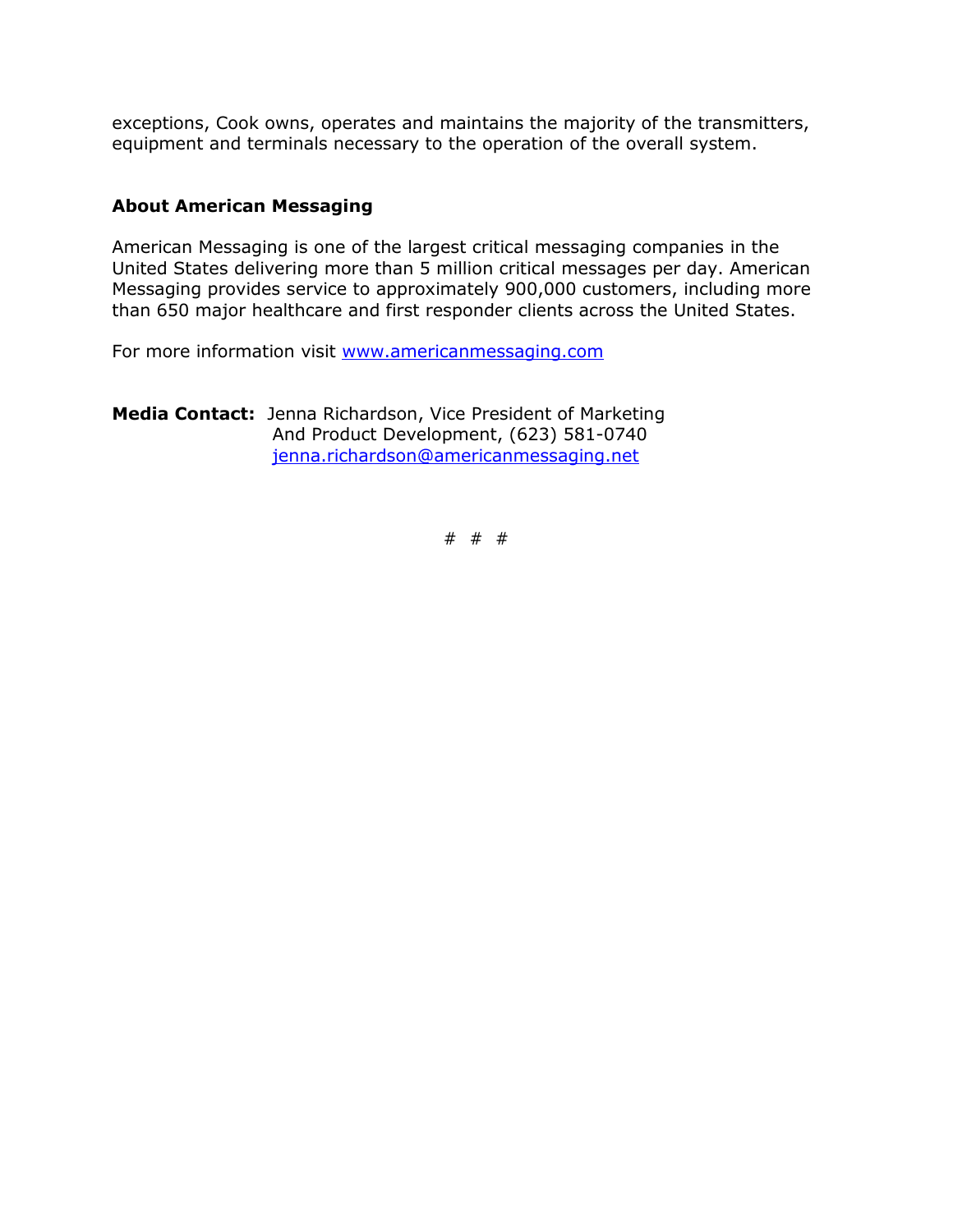exceptions, Cook owns, operates and maintains the majority of the transmitters, equipment and terminals necessary to the operation of the overall system.

**About American Messaging**

American Messaging is one of the largest critical messaging companies in the United States delivering more than 5 million critical messages per day. American Messaging provides service to approximately 900,000 customers, including more than 650 major healthcare and first responder clients across the United States.

For more information visit www.americanmessaging.com

**Media Contact:** Jenna Richardson, Vice President of Marketing And Product Development, (623) 581-0740 jenna.richardson@americanmessaging.net

# # #